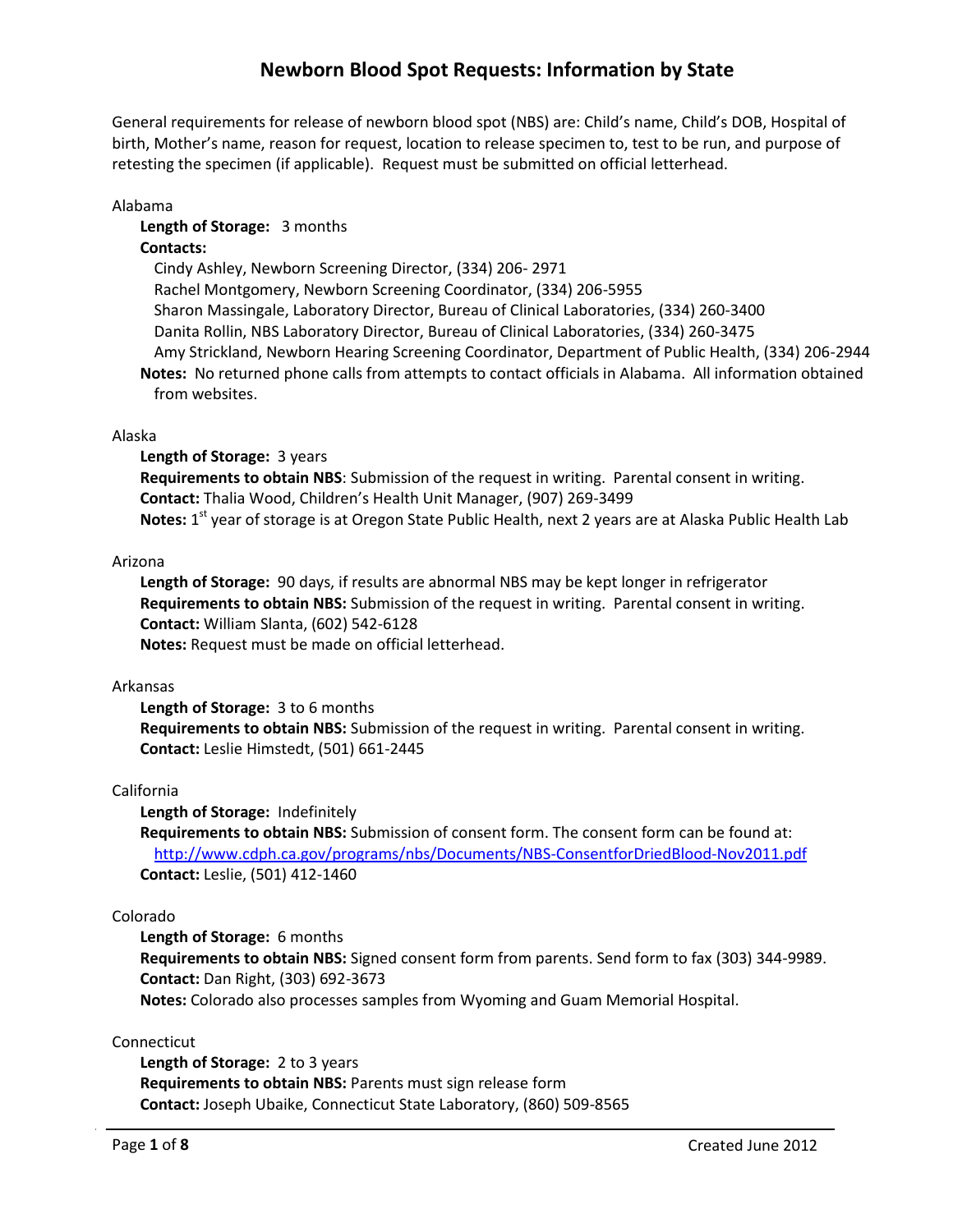# Newborn Blood Spot Requests: Information by State

General requirements for release of newborn blood spot (NBS) are: Child's name, Child's DOB, Hospital of birth, Mother's name, reason for request, location to release specimen to, test to be run, and purpose of retesting the specimen (if applicable). Request must be submitted on official letterhead.

Alabama

**Length of Storage:** 3 months

**Contacts:**

Cindy Ashley, Newborn Screening Director, (334) 206- 2971
Rachel Montgomery, Newborn Screening Coordinator, (334) 206-5955
Sharon Massingale, Laboratory Director, Bureau of Clinical Laboratories, (334) 260-3400
Danita Rollin, NBS Laboratory Director, Bureau of Clinical Laboratories, (334) 260-3475
Amy Strickland, Newborn Hearing Screening Coordinator, Department of Public Health, (334) 206-2944

**Notes:** No returned phone calls from attempts to contact officials in Alabama. All information obtained from websites.

Alaska

**Length of Storage:** 3 years
**Requirements to obtain NBS**: Submission of the request in writing. Parental consent in writing.
**Contact:** Thalia Wood, Children's Health Unit Manager, (907) 269-3499
**Notes:** 1st year of storage is at Oregon State Public Health, next 2 years are at Alaska Public Health Lab

Arizona

**Length of Storage:** 90 days, if results are abnormal NBS may be kept longer in refrigerator
**Requirements to obtain NBS:** Submission of the request in writing. Parental consent in writing.
**Contact:** William Slanta, (602) 542-6128
**Notes:** Request must be made on official letterhead.

Arkansas

**Length of Storage:** 3 to 6 months
**Requirements to obtain NBS:** Submission of the request in writing. Parental consent in writing.
**Contact:** Leslie Himstedt, (501) 661-2445

California

**Length of Storage:** Indefinitely
**Requirements to obtain NBS:** Submission of consent form. The consent form can be found at:
http://www.cdph.ca.gov/programs/nbs/Documents/NBS-ConsentforDriedBlood-Nov2011.pdf
**Contact:** Leslie, (501) 412-1460

Colorado

**Length of Storage:** 6 months
**Requirements to obtain NBS:** Signed consent form from parents. Send form to fax (303) 344-9989.
**Contact:** Dan Right, (303) 692-3673
**Notes:** Colorado also processes samples from Wyoming and Guam Memorial Hospital.

Connecticut

**Length of Storage:** 2 to 3 years
**Requirements to obtain NBS:** Parents must sign release form
**Contact:** Joseph Ubaike, Connecticut State Laboratory, (860) 509-8565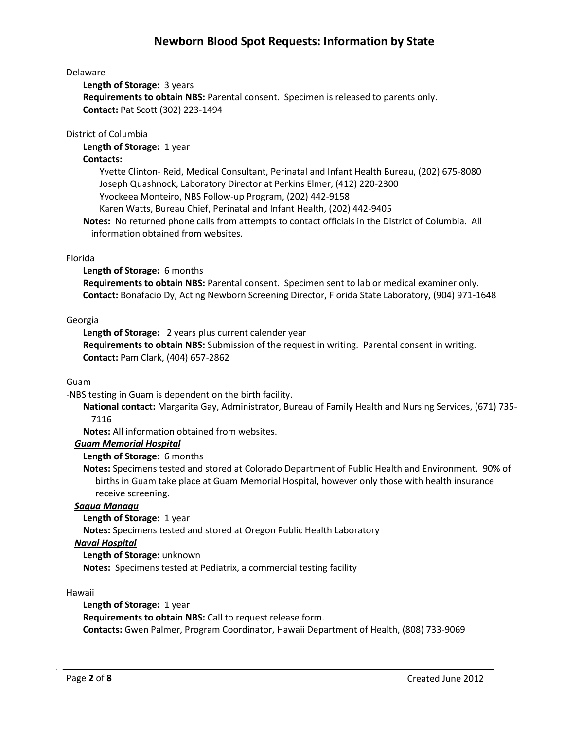# Newborn Blood Spot Requests: Information by State

Delaware

**Length of Storage:** 3 years
**Requirements to obtain NBS:** Parental consent. Specimen is released to parents only.
**Contact:** Pat Scott (302) 223-1494

District of Columbia

**Length of Storage:** 1 year
**Contacts:**

Yvette Clinton- Reid, Medical Consultant, Perinatal and Infant Health Bureau, (202) 675-8080
Joseph Quashnock, Laboratory Director at Perkins Elmer, (412) 220-2300
Yvockeea Monteiro, NBS Follow-up Program, (202) 442-9158
Karen Watts, Bureau Chief, Perinatal and Infant Health, (202) 442-9405

**Notes:** No returned phone calls from attempts to contact officials in the District of Columbia. All information obtained from websites.

Florida

**Length of Storage:** 6 months
**Requirements to obtain NBS:** Parental consent. Specimen sent to lab or medical examiner only.
**Contact:** Bonafacio Dy, Acting Newborn Screening Director, Florida State Laboratory, (904) 971-1648

Georgia

**Length of Storage:** 2 years plus current calender year
**Requirements to obtain NBS:** Submission of the request in writing. Parental consent in writing.
**Contact:** Pam Clark, (404) 657-2862

Guam

-NBS testing in Guam is dependent on the birth facility.

**National contact:** Margarita Gay, Administrator, Bureau of Family Health and Nursing Services, (671) 735-7116
**Notes:** All information obtained from websites.

***Guam Memorial Hospital***

**Length of Storage:** 6 months
**Notes:** Specimens tested and stored at Colorado Department of Public Health and Environment. 90% of births in Guam take place at Guam Memorial Hospital, however only those with health insurance receive screening.

***Sagua Managu***

**Length of Storage:** 1 year
**Notes:** Specimens tested and stored at Oregon Public Health Laboratory

***Naval Hospital***

**Length of Storage:** unknown
**Notes:** Specimens tested at Pediatrix, a commercial testing facility

Hawaii

**Length of Storage:** 1 year
**Requirements to obtain NBS:** Call to request release form.
**Contacts:** Gwen Palmer, Program Coordinator, Hawaii Department of Health, (808) 733-9069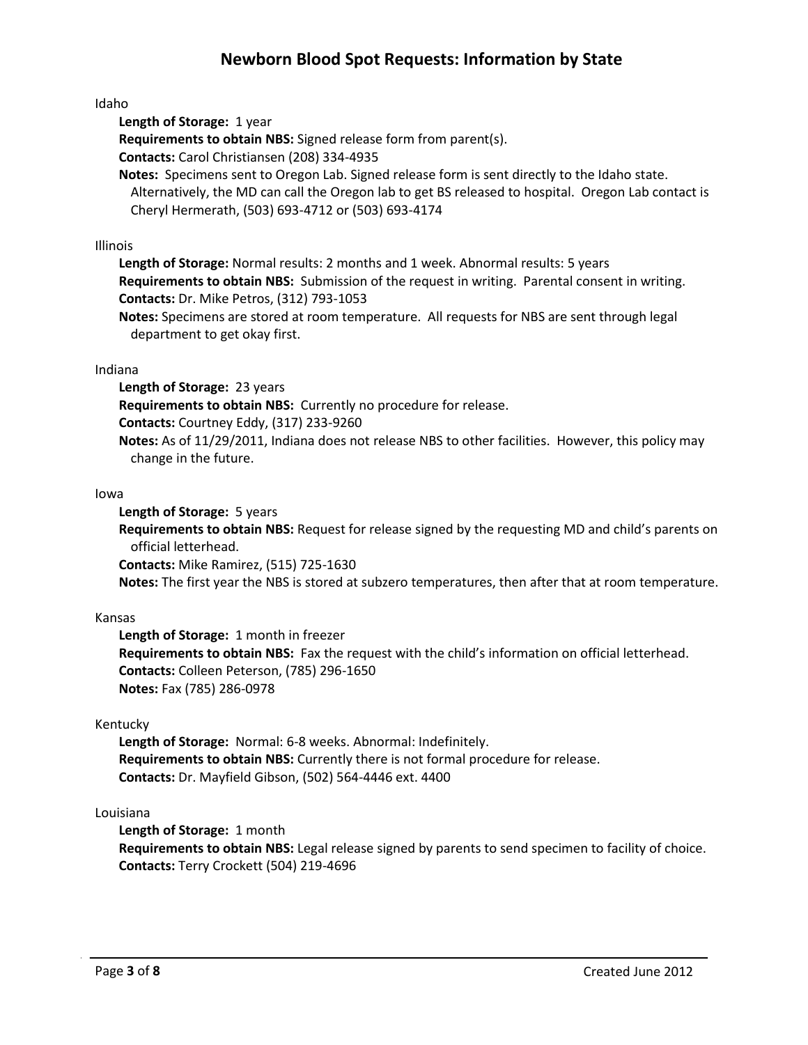# Newborn Blood Spot Requests: Information by State

Idaho

**Length of Storage:** 1 year

**Requirements to obtain NBS:** Signed release form from parent(s).

**Contacts:** Carol Christiansen (208) 334-4935

**Notes:** Specimens sent to Oregon Lab. Signed release form is sent directly to the Idaho state. Alternatively, the MD can call the Oregon lab to get BS released to hospital. Oregon Lab contact is Cheryl Hermerath, (503) 693-4712 or (503) 693-4174

Illinois

**Length of Storage:** Normal results: 2 months and 1 week. Abnormal results: 5 years

**Requirements to obtain NBS:** Submission of the request in writing. Parental consent in writing.

**Contacts:** Dr. Mike Petros, (312) 793-1053

**Notes:** Specimens are stored at room temperature. All requests for NBS are sent through legal department to get okay first.

Indiana

**Length of Storage:** 23 years

**Requirements to obtain NBS:** Currently no procedure for release.

**Contacts:** Courtney Eddy, (317) 233-9260

**Notes:** As of 11/29/2011, Indiana does not release NBS to other facilities. However, this policy may change in the future.

Iowa

**Length of Storage:** 5 years

**Requirements to obtain NBS:** Request for release signed by the requesting MD and child's parents on official letterhead.

**Contacts:** Mike Ramirez, (515) 725-1630

**Notes:** The first year the NBS is stored at subzero temperatures, then after that at room temperature.

Kansas

**Length of Storage:** 1 month in freezer

**Requirements to obtain NBS:** Fax the request with the child's information on official letterhead.

**Contacts:** Colleen Peterson, (785) 296-1650

**Notes:** Fax (785) 286-0978

Kentucky

**Length of Storage:** Normal: 6-8 weeks. Abnormal: Indefinitely.

**Requirements to obtain NBS:** Currently there is not formal procedure for release.

**Contacts:** Dr. Mayfield Gibson, (502) 564-4446 ext. 4400

Louisiana

**Length of Storage:** 1 month

**Requirements to obtain NBS:** Legal release signed by parents to send specimen to facility of choice.

**Contacts:** Terry Crockett (504) 219-4696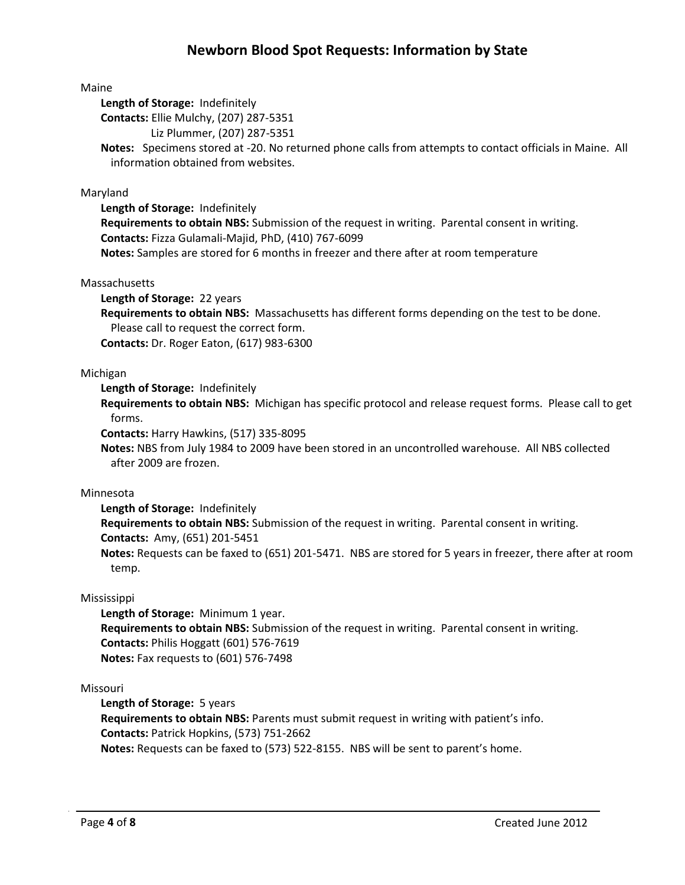# Newborn Blood Spot Requests: Information by State

Maine

**Length of Storage:** Indefinitely
**Contacts:** Ellie Mulchy, (207) 287-5351
Liz Plummer, (207) 287-5351
**Notes:** Specimens stored at -20. No returned phone calls from attempts to contact officials in Maine. All information obtained from websites.

Maryland

**Length of Storage:** Indefinitely
**Requirements to obtain NBS:** Submission of the request in writing. Parental consent in writing.
**Contacts:** Fizza Gulamali-Majid, PhD, (410) 767-6099
**Notes:** Samples are stored for 6 months in freezer and there after at room temperature

Massachusetts

**Length of Storage:** 22 years
**Requirements to obtain NBS:** Massachusetts has different forms depending on the test to be done. Please call to request the correct form.
**Contacts:** Dr. Roger Eaton, (617) 983-6300

Michigan

**Length of Storage:** Indefinitely
**Requirements to obtain NBS:** Michigan has specific protocol and release request forms. Please call to get forms.
**Contacts:** Harry Hawkins, (517) 335-8095
**Notes:** NBS from July 1984 to 2009 have been stored in an uncontrolled warehouse. All NBS collected after 2009 are frozen.

Minnesota

**Length of Storage:** Indefinitely
**Requirements to obtain NBS:** Submission of the request in writing. Parental consent in writing.
**Contacts:** Amy, (651) 201-5451
**Notes:** Requests can be faxed to (651) 201-5471. NBS are stored for 5 years in freezer, there after at room temp.

Mississippi

**Length of Storage:** Minimum 1 year.
**Requirements to obtain NBS:** Submission of the request in writing. Parental consent in writing.
**Contacts:** Philis Hoggatt (601) 576-7619
**Notes:** Fax requests to (601) 576-7498

Missouri

**Length of Storage:** 5 years
**Requirements to obtain NBS:** Parents must submit request in writing with patient's info.
**Contacts:** Patrick Hopkins, (573) 751-2662
**Notes:** Requests can be faxed to (573) 522-8155. NBS will be sent to parent's home.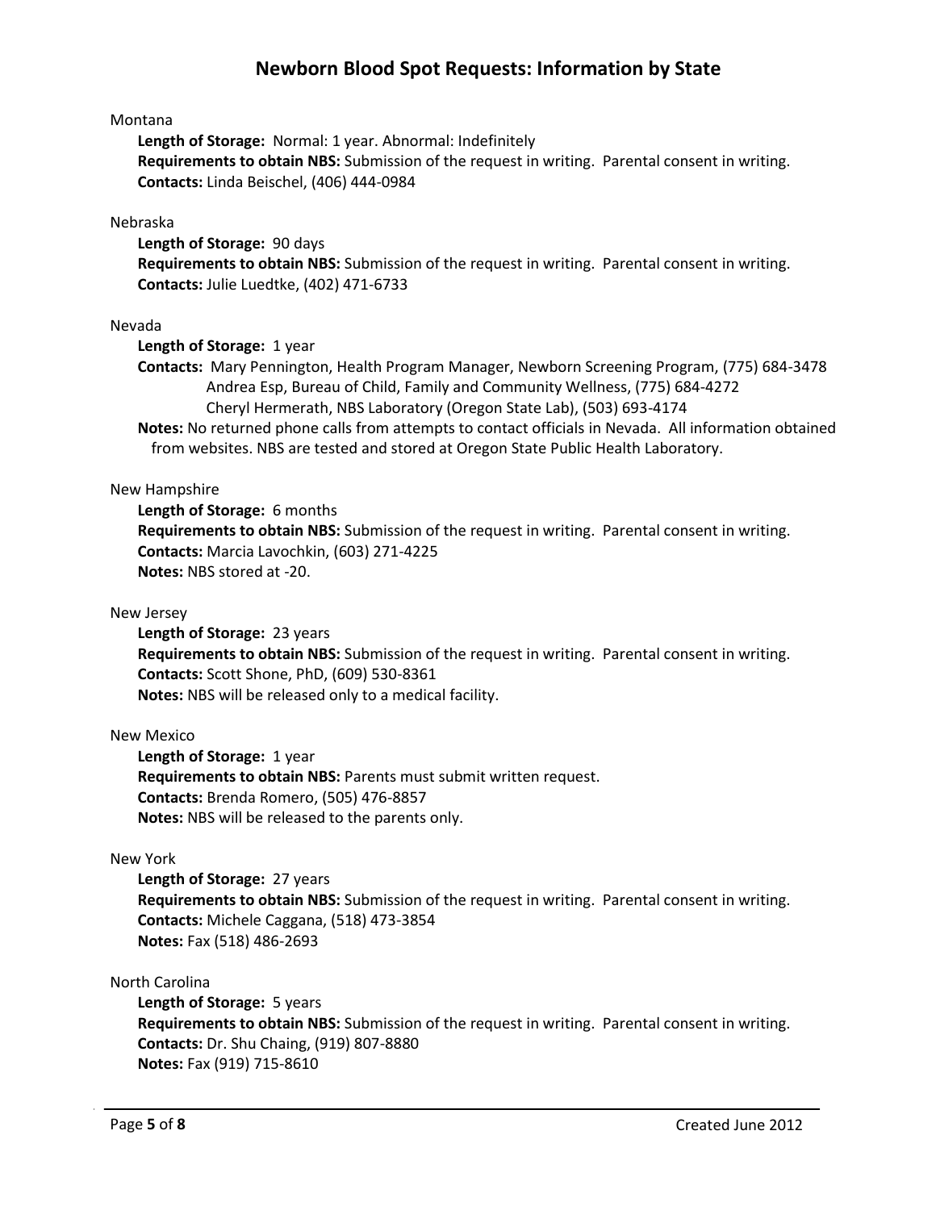Montana

**Length of Storage:** Normal: 1 year. Abnormal: Indefinitely
**Requirements to obtain NBS:** Submission of the request in writing. Parental consent in writing.
**Contacts:** Linda Beischel, (406) 444-0984

Nebraska

**Length of Storage:** 90 days
**Requirements to obtain NBS:** Submission of the request in writing. Parental consent in writing.
**Contacts:** Julie Luedtke, (402) 471-6733

Nevada

**Length of Storage:** 1 year
**Contacts:** Mary Pennington, Health Program Manager, Newborn Screening Program, (775) 684-3478
Andrea Esp, Bureau of Child, Family and Community Wellness, (775) 684-4272
Cheryl Hermerath, NBS Laboratory (Oregon State Lab), (503) 693-4174
**Notes:** No returned phone calls from attempts to contact officials in Nevada. All information obtained from websites. NBS are tested and stored at Oregon State Public Health Laboratory.

New Hampshire

**Length of Storage:** 6 months
**Requirements to obtain NBS:** Submission of the request in writing. Parental consent in writing.
**Contacts:** Marcia Lavochkin, (603) 271-4225
**Notes:** NBS stored at -20.

New Jersey

**Length of Storage:** 23 years
**Requirements to obtain NBS:** Submission of the request in writing. Parental consent in writing.
**Contacts:** Scott Shone, PhD, (609) 530-8361
**Notes:** NBS will be released only to a medical facility.

New Mexico

**Length of Storage:** 1 year
**Requirements to obtain NBS:** Parents must submit written request.
**Contacts:** Brenda Romero, (505) 476-8857
**Notes:** NBS will be released to the parents only.

New York

**Length of Storage:** 27 years
**Requirements to obtain NBS:** Submission of the request in writing. Parental consent in writing.
**Contacts:** Michele Caggana, (518) 473-3854
**Notes:** Fax (518) 486-2693

North Carolina

**Length of Storage:** 5 years
**Requirements to obtain NBS:** Submission of the request in writing. Parental consent in writing.
**Contacts:** Dr. Shu Chaing, (919) 807-8880
**Notes:** Fax (919) 715-8610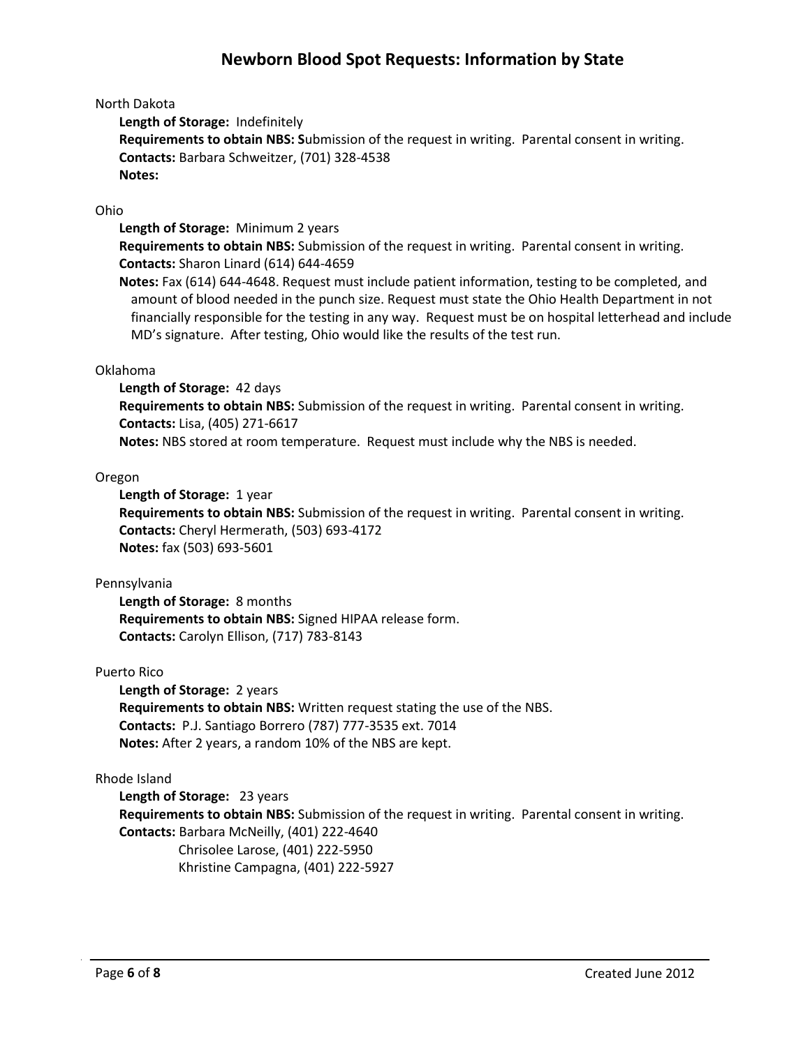# Newborn Blood Spot Requests: Information by State

North Dakota

- **Length of Storage:** Indefinitely
- **Requirements to obtain NBS: S**ubmission of the request in writing. Parental consent in writing.
- **Contacts:** Barbara Schweitzer, (701) 328-4538
- **Notes:**

Ohio

- **Length of Storage:** Minimum 2 years
- **Requirements to obtain NBS:** Submission of the request in writing. Parental consent in writing.
- **Contacts:** Sharon Linard (614) 644-4659
- **Notes:** Fax (614) 644-4648. Request must include patient information, testing to be completed, and amount of blood needed in the punch size. Request must state the Ohio Health Department in not financially responsible for the testing in any way. Request must be on hospital letterhead and include MD's signature. After testing, Ohio would like the results of the test run.

Oklahoma

- **Length of Storage:** 42 days
- **Requirements to obtain NBS:** Submission of the request in writing. Parental consent in writing.
- **Contacts:** Lisa, (405) 271-6617
- **Notes:** NBS stored at room temperature. Request must include why the NBS is needed.

Oregon

- **Length of Storage:** 1 year
- **Requirements to obtain NBS:** Submission of the request in writing. Parental consent in writing.
- **Contacts:** Cheryl Hermerath, (503) 693-4172
- **Notes:** fax (503) 693-5601

Pennsylvania

- **Length of Storage:** 8 months
- **Requirements to obtain NBS:** Signed HIPAA release form.
- **Contacts:** Carolyn Ellison, (717) 783-8143

Puerto Rico

- **Length of Storage:** 2 years
- **Requirements to obtain NBS:** Written request stating the use of the NBS.
- **Contacts:** P.J. Santiago Borrero (787) 777-3535 ext. 7014
- **Notes:** After 2 years, a random 10% of the NBS are kept.

Rhode Island

- **Length of Storage:** 23 years
- **Requirements to obtain NBS:** Submission of the request in writing. Parental consent in writing.
- **Contacts:** Barbara McNeilly, (401) 222-4640
  Chrisolee Larose, (401) 222-5950
  Khristine Campagna, (401) 222-5927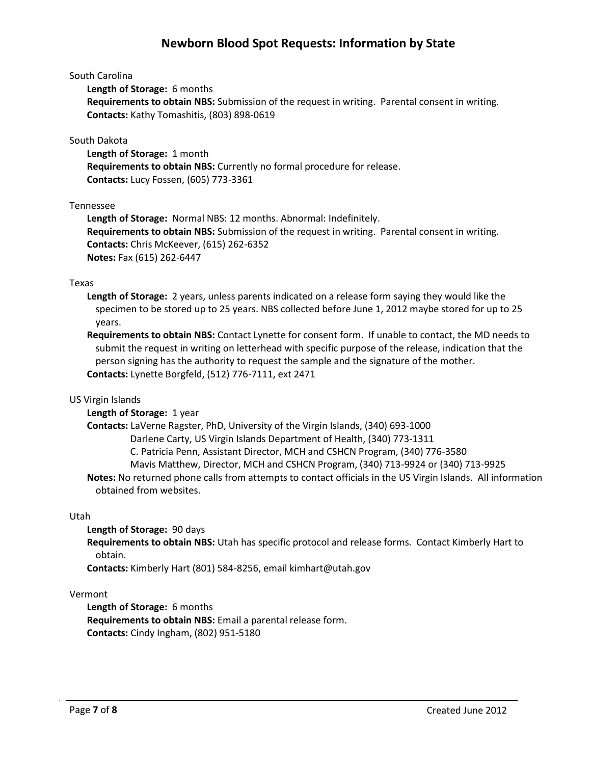# Newborn Blood Spot Requests: Information by State

South Carolina

**Length of Storage:** 6 months
**Requirements to obtain NBS:** Submission of the request in writing. Parental consent in writing.
**Contacts:** Kathy Tomashitis, (803) 898-0619

South Dakota

**Length of Storage:** 1 month
**Requirements to obtain NBS:** Currently no formal procedure for release.
**Contacts:** Lucy Fossen, (605) 773-3361

Tennessee

**Length of Storage:** Normal NBS: 12 months. Abnormal: Indefinitely.
**Requirements to obtain NBS:** Submission of the request in writing. Parental consent in writing.
**Contacts:** Chris McKeever, (615) 262-6352
**Notes:** Fax (615) 262-6447

Texas

**Length of Storage:** 2 years, unless parents indicated on a release form saying they would like the specimen to be stored up to 25 years. NBS collected before June 1, 2012 maybe stored for up to 25 years.
**Requirements to obtain NBS:** Contact Lynette for consent form. If unable to contact, the MD needs to submit the request in writing on letterhead with specific purpose of the release, indication that the person signing has the authority to request the sample and the signature of the mother.
**Contacts:** Lynette Borgfeld, (512) 776-7111, ext 2471

US Virgin Islands

**Length of Storage:** 1 year
**Contacts:** LaVerne Ragster, PhD, University of the Virgin Islands, (340) 693-1000
Darlene Carty, US Virgin Islands Department of Health, (340) 773-1311
C. Patricia Penn, Assistant Director, MCH and CSHCN Program, (340) 776-3580
Mavis Matthew, Director, MCH and CSHCN Program, (340) 713-9924 or (340) 713-9925
**Notes:** No returned phone calls from attempts to contact officials in the US Virgin Islands. All information obtained from websites.

Utah

**Length of Storage:** 90 days
**Requirements to obtain NBS:** Utah has specific protocol and release forms. Contact Kimberly Hart to obtain.
**Contacts:** Kimberly Hart (801) 584-8256, email kimhart@utah.gov

Vermont

**Length of Storage:** 6 months
**Requirements to obtain NBS:** Email a parental release form.
**Contacts:** Cindy Ingham, (802) 951-5180

Created June 2012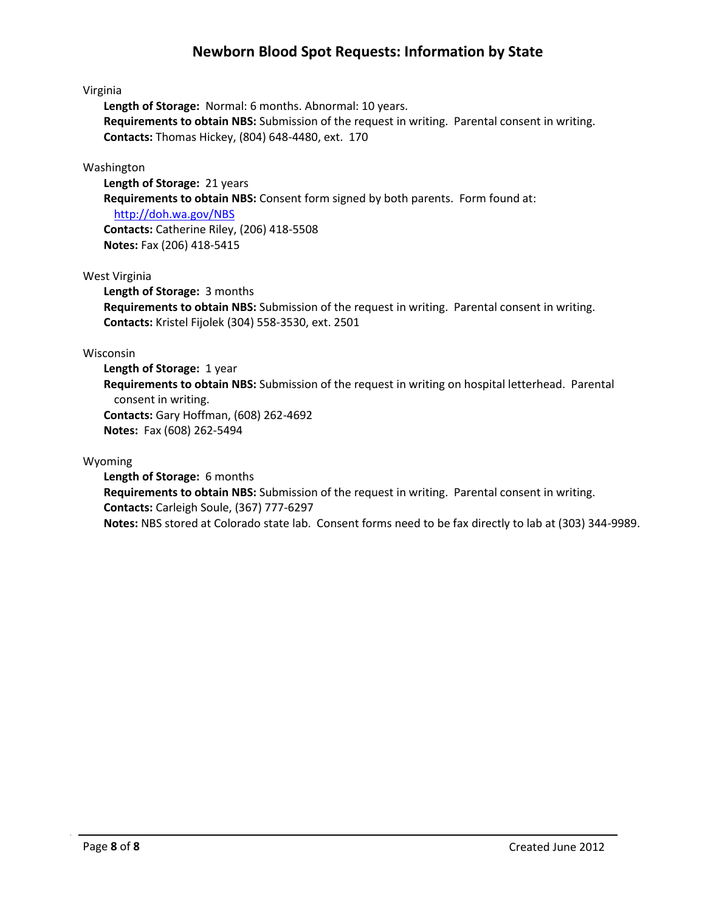Virginia

**Length of Storage:** Normal: 6 months. Abnormal: 10 years.
**Requirements to obtain NBS:** Submission of the request in writing. Parental consent in writing.
**Contacts:** Thomas Hickey, (804) 648-4480, ext. 170

Washington

**Length of Storage:** 21 years
**Requirements to obtain NBS:** Consent form signed by both parents. Form found at: http://doh.wa.gov/NBS
**Contacts:** Catherine Riley, (206) 418-5508
**Notes:** Fax (206) 418-5415

West Virginia

**Length of Storage:** 3 months
**Requirements to obtain NBS:** Submission of the request in writing. Parental consent in writing.
**Contacts:** Kristel Fijolek (304) 558-3530, ext. 2501

Wisconsin

**Length of Storage:** 1 year
**Requirements to obtain NBS:** Submission of the request in writing on hospital letterhead. Parental consent in writing.
**Contacts:** Gary Hoffman, (608) 262-4692
**Notes:** Fax (608) 262-5494

Wyoming

**Length of Storage:** 6 months
**Requirements to obtain NBS:** Submission of the request in writing. Parental consent in writing.
**Contacts:** Carleigh Soule, (367) 777-6297
**Notes:** NBS stored at Colorado state lab. Consent forms need to be fax directly to lab at (303) 344-9989.